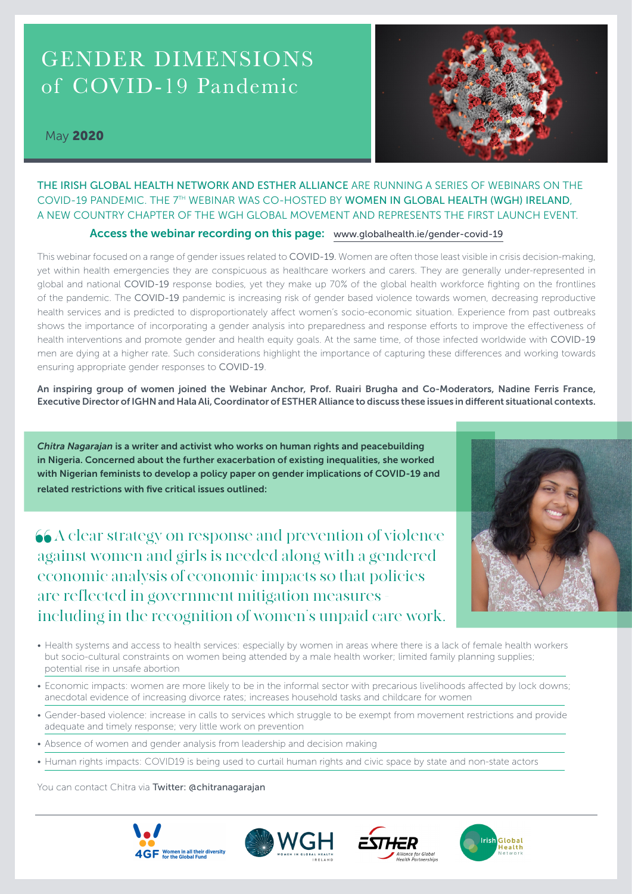# GENDER DIMENSIONS of COVID-19 Pandemic

May **2020**

THE IRISH GLOBAL HEALTH NETWORK AND ESTHER ALLIANCE ARE RUNNING A SERIES OF WEBINARS ON THE COVID-19 PANDEMIC. THE 7TH WEBINAR WAS CO-HOSTED BY WOMEN IN GLOBAL HEALTH (WGH) IRELAND, A NEW COUNTRY CHAPTER OF THE WGH GLOBAL MOVEMENT AND REPRESENTS THE FIRST LAUNCH EVENT.

**Access the webinar recording on this page:** www.globalhealth.ie/gender-covid-19

This webinar focused on a range of gender issues related to COVID-19. Women are often those least visible in crisis decision-making, yet within health emergencies they are conspicuous as healthcare workers and carers. They are generally under-represented in global and national COVID-19 response bodies, yet they make up 70% of the global health workforce fighting on the frontlines of the pandemic. The COVID-19 pandemic is increasing risk of gender based violence towards women, decreasing reproductive health services and is predicted to disproportionately affect women's socio-economic situation. Experience from past outbreaks shows the importance of incorporating a gender analysis into preparedness and response efforts to improve the effectiveness of health interventions and promote gender and health equity goals. At the same time, of those infected worldwide with COVID-19 men are dying at a higher rate. Such considerations highlight the importance of capturing these differences and working towards ensuring appropriate gender responses to COVID-19.

**An inspiring group of women joined the Webinar Anchor, Prof. Ruairi Brugha and Co-Moderators, Nadine Ferris France, Executive Director of IGHN and Hala Ali, Coordinator of ESTHER Alliance to discuss these issues in different situational contexts.**

***Chitra Nagarajan*** **is a writer and activist who works on human rights and peacebuilding in Nigeria. Concerned about the further exacerbation of existing inequalities, she worked with Nigerian feminists to develop a policy paper on gender implications of COVID-19 and related restrictions with five critical issues outlined:**

> "A clear strategy on response and prevention of violence against women and girls is needed along with a gendered economic analysis of economic impacts so that policies are reflected in government mitigation measures – including in the recognition of women's unpaid care work.

- Health systems and access to health services: especially by women in areas where there is a lack of female health workers but socio-cultural constraints on women being attended by a male health worker; limited family planning supplies; potential rise in unsafe abortion
- Economic impacts: women are more likely to be in the informal sector with precarious livelihoods affected by lock downs; anecdotal evidence of increasing divorce rates; increases household tasks and childcare for women
- Gender-based violence: increase in calls to services which struggle to be exempt from movement restrictions and provide adequate and timely response; very little work on prevention
- Absence of women and gender analysis from leadership and decision making
- Human rights impacts: COVID19 is being used to curtail human rights and civic space by state and non-state actors

You can contact Chitra via Twitter: @chitranagarajan

4GF Women in all their diversity for the Global Fund | WGH Women in Global Health Ireland | ESTHER Alliance for Global Health Partnerships | Irish Global Health Network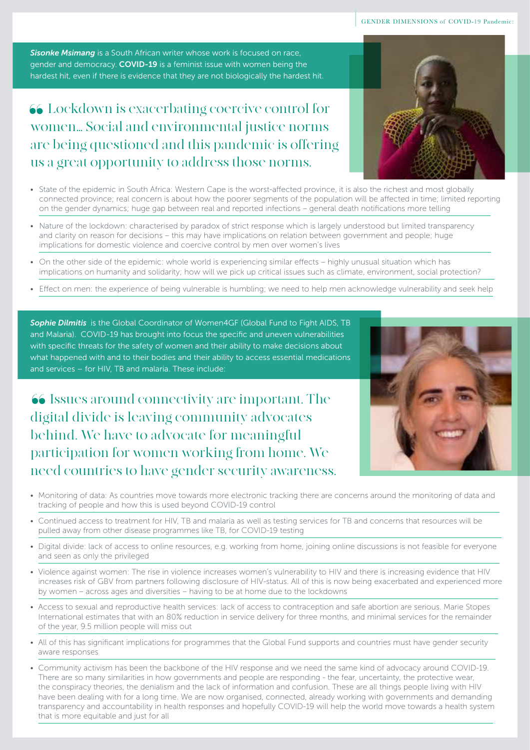***Sisonke Msimang*** is a South African writer whose work is focused on race, gender and democracy. **COVID-19** is a feminist issue with women being the hardest hit, even if there is evidence that they are not biologically the hardest hit.

> Lockdown is exacerbating coercive control for women... Social and environmental justice norms are being questioned and this pandemic is offering us a great opportunity to address those norms.

- State of the epidemic in South Africa: Western Cape is the worst-affected province, it is also the richest and most globally connected province; real concern is about how the poorer segments of the population will be affected in time; limited reporting on the gender dynamics; huge gap between real and reported infections – general death notifications more telling
- Nature of the lockdown: characterised by paradox of strict response which is largely understood but limited transparency and clarity on reason for decisions – this may have implications on relation between government and people; huge implications for domestic violence and coercive control by men over women's lives
- On the other side of the epidemic: whole world is experiencing similar effects – highly unusual situation which has implications on humanity and solidarity; how will we pick up critical issues such as climate, environment, social protection?
- Effect on men: the experience of being vulnerable is humbling; we need to help men acknowledge vulnerability and seek help

***Sophie Dilmitis*** is the Global Coordinator of Women4GF (Global Fund to Fight AIDS, TB and Malaria). COVID-19 has brought into focus the specific and uneven vulnerabilities with specific threats for the safety of women and their ability to make decisions about what happened with and to their bodies and their ability to access essential medications and services – for HIV, TB and malaria. These include:

> Issues around connectivity are important. The digital divide is leaving community advocates behind. We have to advocate for meaningful participation for women working from home. We need countries to have gender security awareness.

- Monitoring of data: As countries move towards more electronic tracking there are concerns around the monitoring of data and tracking of people and how this is used beyond COVID-19 control
- Continued access to treatment for HIV, TB and malaria as well as testing services for TB and concerns that resources will be pulled away from other disease programmes like TB, for COVID-19 testing
- Digital divide: lack of access to online resources, e.g. working from home, joining online discussions is not feasible for everyone and seen as only the privileged
- Violence against women: The rise in violence increases women's vulnerability to HIV and there is increasing evidence that HIV increases risk of GBV from partners following disclosure of HIV-status. All of this is now being exacerbated and experienced more by women – across ages and diversities – having to be at home due to the lockdowns
- Access to sexual and reproductive health services: lack of access to contraception and safe abortion are serious. Marie Stopes International estimates that with an 80% reduction in service delivery for three months, and minimal services for the remainder of the year, 9.5 million people will miss out
- All of this has significant implications for programmes that the Global Fund supports and countries must have gender security aware responses
- Community activism has been the backbone of the HIV response and we need the same kind of advocacy around COVID-19. There are so many similarities in how governments and people are responding - the fear, uncertainty, the protective wear, the conspiracy theories, the denialism and the lack of information and confusion. These are all things people living with HIV have been dealing with for a long time. We are now organised, connected, already working with governments and demanding transparency and accountability in health responses and hopefully COVID-19 will help the world move towards a health system that is more equitable and just for all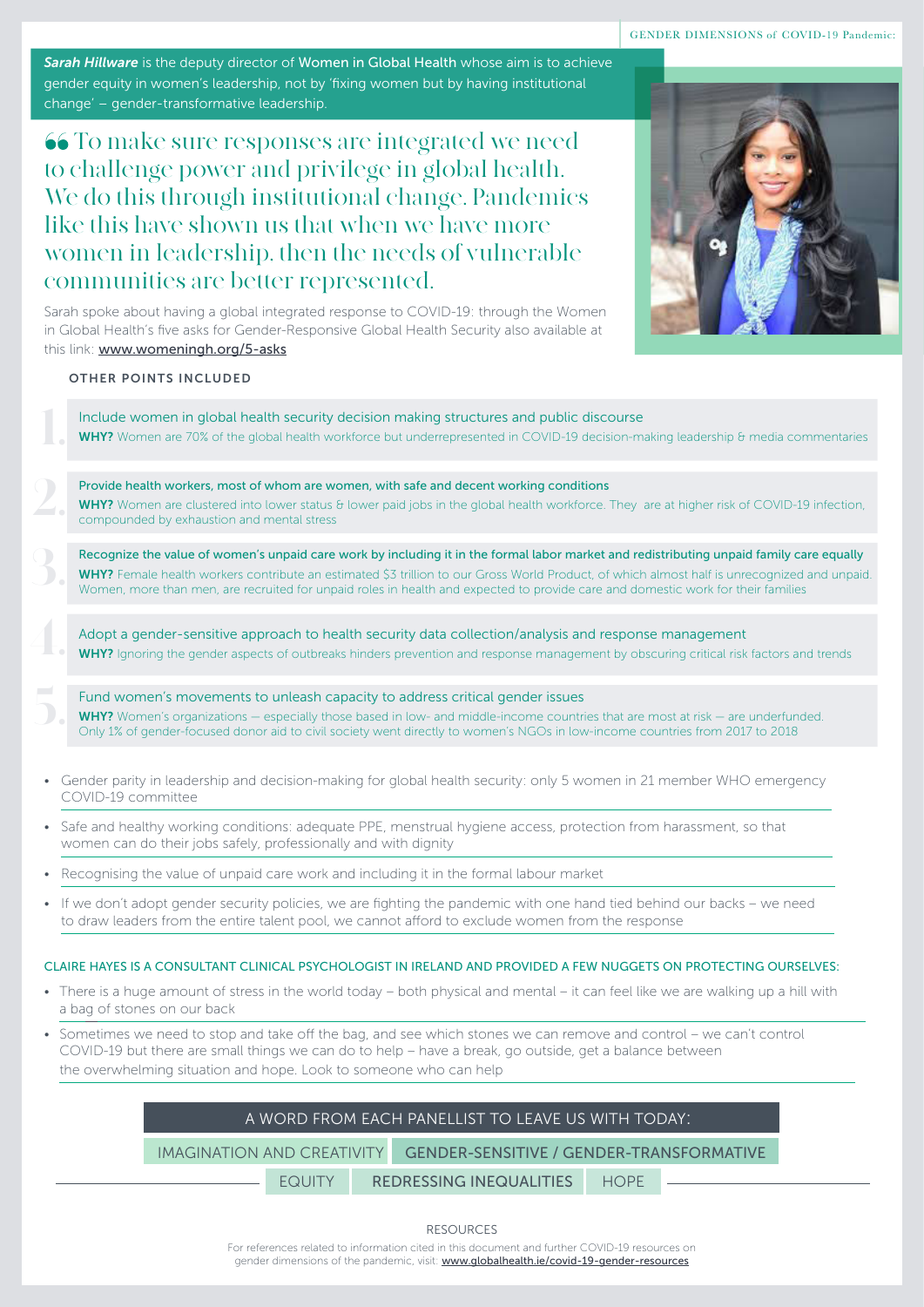***Sarah Hillware*** is the deputy director of Women in Global Health whose aim is to achieve gender equity in women's leadership, not by 'fixing women but by having institutional change' – gender-transformative leadership.

> "To make sure responses are integrated we need to challenge power and privilege in global health. We do this through institutional change. Pandemics like this have shown us that when we have more women in leadership, then the needs of vulnerable communities are better represented.

Sarah spoke about having a global integrated response to COVID-19: through the Women in Global Health's five asks for Gender-Responsive Global Health Security also available at this link: www.womeningh.org/5-asks

**OTHER POINTS INCLUDED**

1. Include women in global health security decision making structures and public discourse
   **WHY?** Women are 70% of the global health workforce but underrepresented in COVID-19 decision-making leadership & media commentaries

2. Provide health workers, most of whom are women, with safe and decent working conditions
   **WHY?** Women are clustered into lower status & lower paid jobs in the global health workforce. They are at higher risk of COVID-19 infection, compounded by exhaustion and mental stress

3. Recognize the value of women's unpaid care work by including it in the formal labor market and redistributing unpaid family care equally
   **WHY?** Female health workers contribute an estimated $3 trillion to our Gross World Product, of which almost half is unrecognized and unpaid. Women, more than men, are recruited for unpaid roles in health and expected to provide care and domestic work for their families

4. Adopt a gender-sensitive approach to health security data collection/analysis and response management
   **WHY?** Ignoring the gender aspects of outbreaks hinders prevention and response management by obscuring critical risk factors and trends

5. Fund women's movements to unleash capacity to address critical gender issues
   **WHY?** Women's organizations – especially those based in low- and middle-income countries that are most at risk – are underfunded. Only 1% of gender-focused donor aid to civil society went directly to women's NGOs in low-income countries from 2017 to 2018

- Gender parity in leadership and decision-making for global health security: only 5 women in 21 member WHO emergency COVID-19 committee
- Safe and healthy working conditions: adequate PPE, menstrual hygiene access, protection from harassment, so that women can do their jobs safely, professionally and with dignity
- Recognising the value of unpaid care work and including it in the formal labour market
- If we don't adopt gender security policies, we are fighting the pandemic with one hand tied behind our backs – we need to draw leaders from the entire talent pool, we cannot afford to exclude women from the response

**CLAIRE HAYES IS A CONSULTANT CLINICAL PSYCHOLOGIST IN IRELAND AND PROVIDED A FEW NUGGETS ON PROTECTING OURSELVES:**

- There is a huge amount of stress in the world today – both physical and mental – it can feel like we are walking up a hill with a bag of stones on our back
- Sometimes we need to stop and take off the bag, and see which stones we can remove and control – we can't control COVID-19 but there are small things we can do to help – have a break, go outside, get a balance between the overwhelming situation and hope. Look to someone who can help

**A WORD FROM EACH PANELLIST TO LEAVE US WITH TODAY:**

IMAGINATION AND CREATIVITY | GENDER-SENSITIVE / GENDER-TRANSFORMATIVE

EQUITY | REDRESSING INEQUALITIES | HOPE

RESOURCES

For references related to information cited in this document and further COVID-19 resources on gender dimensions of the pandemic, visit: www.globalhealth.ie/covid-19-gender-resources